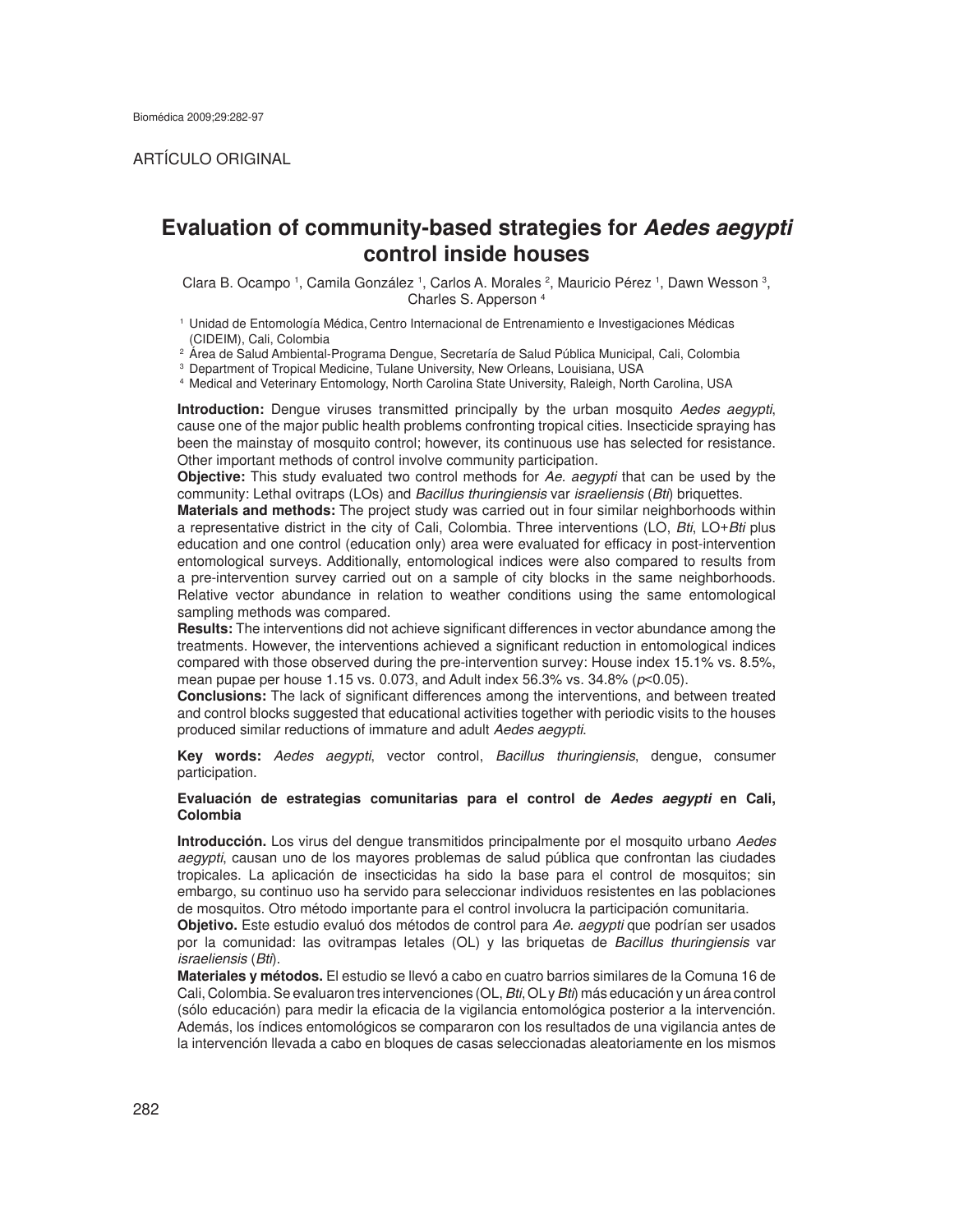ARTÍCULO ORIGINAL

# Evaluation of community-based strategies for *Aedes aegypti* control inside houses

Clara B. Ocampo [1], Camila González [1], Carlos A. Morales [2], Mauricio Pérez [1], Dawn Wesson [3], Charles S. Apperson [4]

[1] Unidad de Entomología Médica, Centro Internacional de Entrenamiento e Investigaciones Médicas (CIDEIM), Cali, Colombia
[2] Área de Salud Ambiental-Programa Dengue, Secretaría de Salud Pública Municipal, Cali, Colombia
[3] Department of Tropical Medicine, Tulane University, New Orleans, Louisiana, USA
[4] Medical and Veterinary Entomology, North Carolina State University, Raleigh, North Carolina, USA

**Introduction:** Dengue viruses transmitted principally by the urban mosquito *Aedes aegypti*, cause one of the major public health problems confronting tropical cities. Insecticide spraying has been the mainstay of mosquito control; however, its continuous use has selected for resistance. Other important methods of control involve community participation.

**Objective:** This study evaluated two control methods for *Ae. aegypti* that can be used by the community: Lethal ovitraps (LOs) and *Bacillus thuringiensis* var *israeliensis* (*Bti*) briquettes.

**Materials and methods:** The project study was carried out in four similar neighborhoods within a representative district in the city of Cali, Colombia. Three interventions (LO, *Bti*, LO+*Bti* plus education and one control (education only) area were evaluated for efficacy in post-intervention entomological surveys. Additionally, entomological indices were also compared to results from a pre-intervention survey carried out on a sample of city blocks in the same neighborhoods. Relative vector abundance in relation to weather conditions using the same entomological sampling methods was compared.

**Results:** The interventions did not achieve significant differences in vector abundance among the treatments. However, the interventions achieved a significant reduction in entomological indices compared with those observed during the pre-intervention survey: House index 15.1% vs. 8.5%, mean pupae per house 1.15 vs. 0.073, and Adult index 56.3% vs. 34.8% ($p<0.05$).

**Conclusions:** The lack of significant differences among the interventions, and between treated and control blocks suggested that educational activities together with periodic visits to the houses produced similar reductions of immature and adult *Aedes aegypti*.

**Key words:** *Aedes aegypti*, vector control, *Bacillus thuringiensis*, dengue, consumer participation.

### Evaluación de estrategias comunitarias para el control de *Aedes aegypti* en Cali, Colombia

**Introducción.** Los virus del dengue transmitidos principalmente por el mosquito urbano *Aedes aegypti*, causan uno de los mayores problemas de salud pública que confrontan las ciudades tropicales. La aplicación de insecticidas ha sido la base para el control de mosquitos; sin embargo, su continuo uso ha servido para seleccionar individuos resistentes en las poblaciones de mosquitos. Otro método importante para el control involucra la participación comunitaria.

**Objetivo.** Este estudio evaluó dos métodos de control para *Ae. aegypti* que podrían ser usados por la comunidad: las ovitrampas letales (OL) y las briquetas de *Bacillus thuringiensis* var *israeliensis* (*Bti*).

**Materiales y métodos.** El estudio se llevó a cabo en cuatro barrios similares de la Comuna 16 de Cali, Colombia. Se evaluaron tres intervenciones (OL, *Bti*, OL y *Bti*) más educación y un área control (sólo educación) para medir la eficacia de la vigilancia entomológica posterior a la intervención. Además, los índices entomológicos se compararon con los resultados de una vigilancia antes de la intervención llevada a cabo en bloques de casas seleccionadas aleatoriamente en los mismos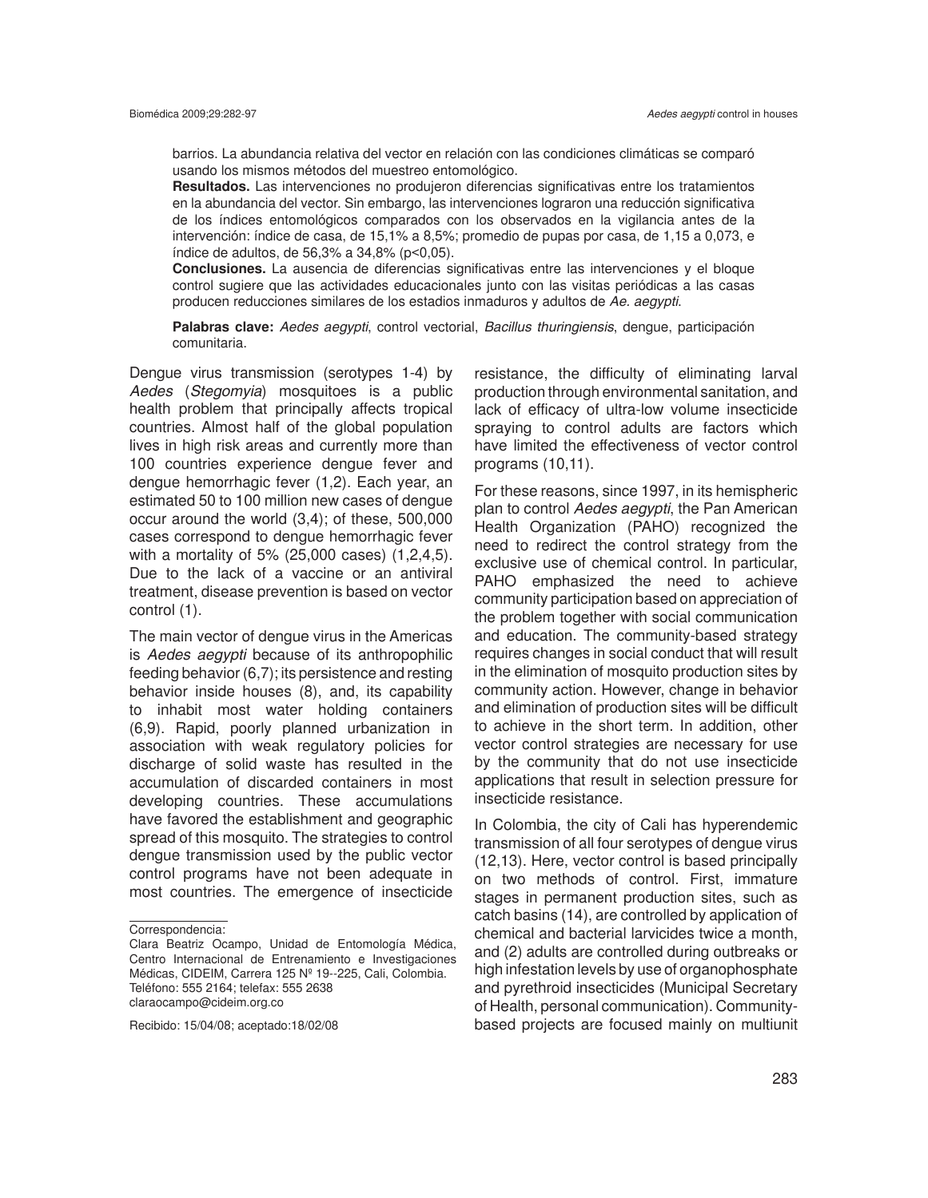barrios. La abundancia relativa del vector en relación con las condiciones climáticas se comparó usando los mismos métodos del muestreo entomológico.

**Resultados.** Las intervenciones no produjeron diferencias significativas entre los tratamientos en la abundancia del vector. Sin embargo, las intervenciones lograron una reducción significativa de los índices entomológicos comparados con los observados en la vigilancia antes de la intervención: índice de casa, de 15,1% a 8,5%; promedio de pupas por casa, de 1,15 a 0,073, e índice de adultos, de 56,3% a 34,8% ($p<0,05$).

**Conclusiones.** La ausencia de diferencias significativas entre las intervenciones y el bloque control sugiere que las actividades educacionales junto con las visitas periódicas a las casas producen reducciones similares de los estadios inmaduros y adultos de *Ae. aegypti*.

**Palabras clave:** *Aedes aegypti*, control vectorial, *Bacillus thuringiensis*, dengue, participación comunitaria.

Dengue virus transmission (serotypes 1-4) by *Aedes* (*Stegomyia*) mosquitoes is a public health problem that principally affects tropical countries. Almost half of the global population lives in high risk areas and currently more than 100 countries experience dengue fever and dengue hemorrhagic fever (1,2). Each year, an estimated 50 to 100 million new cases of dengue occur around the world (3,4); of these, 500,000 cases correspond to dengue hemorrhagic fever with a mortality of 5% (25,000 cases) (1,2,4,5). Due to the lack of a vaccine or an antiviral treatment, disease prevention is based on vector control (1).

The main vector of dengue virus in the Americas is *Aedes aegypti* because of its anthropophilic feeding behavior (6,7); its persistence and resting behavior inside houses (8), and, its capability to inhabit most water holding containers (6,9). Rapid, poorly planned urbanization in association with weak regulatory policies for discharge of solid waste has resulted in the accumulation of discarded containers in most developing countries. These accumulations have favored the establishment and geographic spread of this mosquito. The strategies to control dengue transmission used by the public vector control programs have not been adequate in most countries. The emergence of insecticide resistance, the difficulty of eliminating larval production through environmental sanitation, and lack of efficacy of ultra-low volume insecticide spraying to control adults are factors which have limited the effectiveness of vector control programs (10,11).

For these reasons, since 1997, in its hemispheric plan to control *Aedes aegypti*, the Pan American Health Organization (PAHO) recognized the need to redirect the control strategy from the exclusive use of chemical control. In particular, PAHO emphasized the need to achieve community participation based on appreciation of the problem together with social communication and education. The community-based strategy requires changes in social conduct that will result in the elimination of mosquito production sites by community action. However, change in behavior and elimination of production sites will be difficult to achieve in the short term. In addition, other vector control strategies are necessary for use by the community that do not use insecticide applications that result in selection pressure for insecticide resistance.

In Colombia, the city of Cali has hyperendemic transmission of all four serotypes of dengue virus (12,13). Here, vector control is based principally on two methods of control. First, immature stages in permanent production sites, such as catch basins (14), are controlled by application of chemical and bacterial larvicides twice a month, and (2) adults are controlled during outbreaks or high infestation levels by use of organophosphate and pyrethroid insecticides (Municipal Secretary of Health, personal communication). Community-based projects are focused mainly on multiunit

Correspondencia:

Clara Beatriz Ocampo, Unidad de Entomología Médica, Centro Internacional de Entrenamiento e Investigaciones Médicas, CIDEIM, Carrera 125 Nº 19--225, Cali, Colombia.
Teléfono: 555 2164; telefax: 555 2638
claraocampo@cideim.org.co

Recibido: 15/04/08; aceptado:18/02/08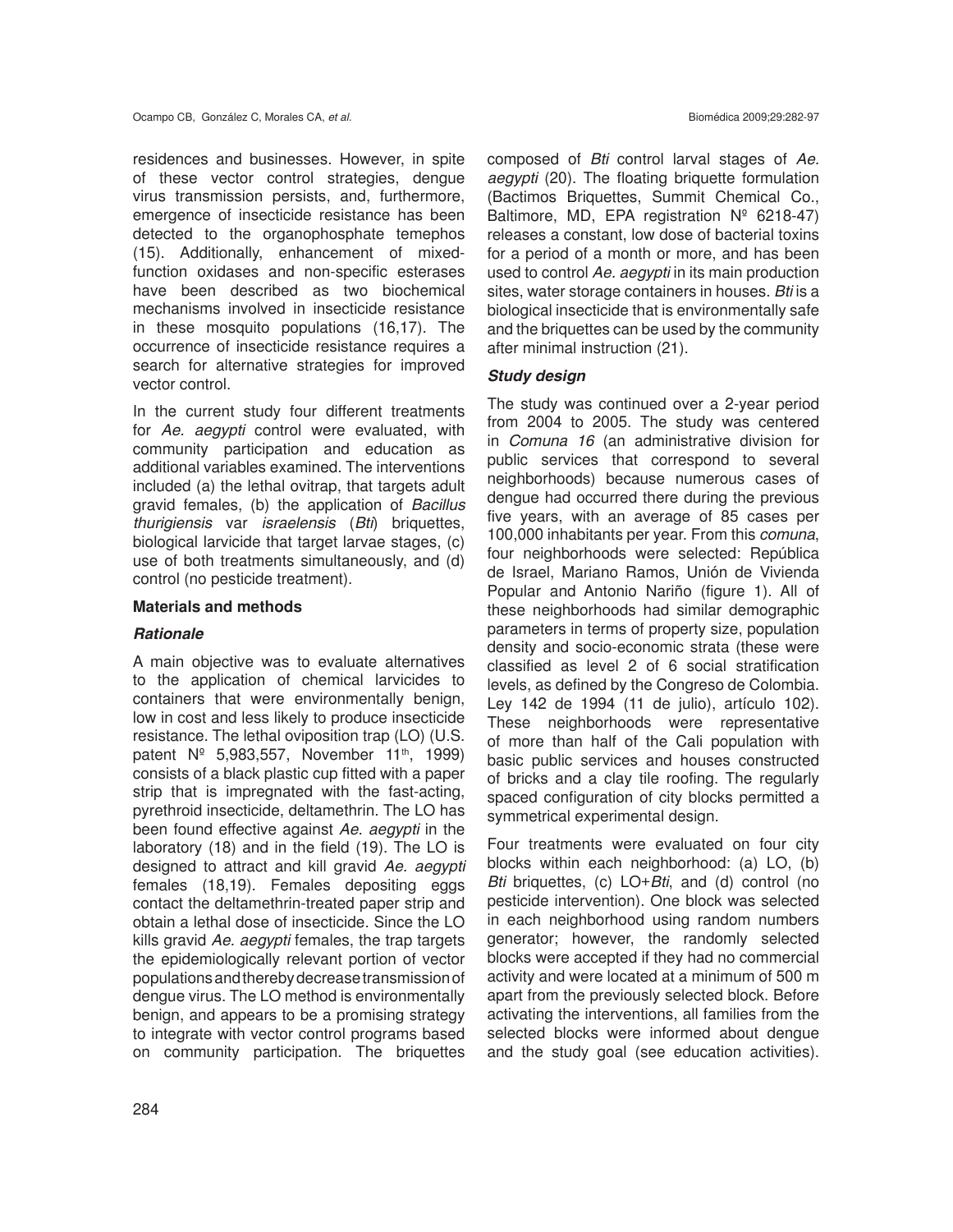residences and businesses. However, in spite of these vector control strategies, dengue virus transmission persists, and, furthermore, emergence of insecticide resistance has been detected to the organophosphate temephos (15). Additionally, enhancement of mixed-function oxidases and non-specific esterases have been described as two biochemical mechanisms involved in insecticide resistance in these mosquito populations (16,17). The occurrence of insecticide resistance requires a search for alternative strategies for improved vector control.

In the current study four different treatments for *Ae. aegypti* control were evaluated, with community participation and education as additional variables examined. The interventions included (a) the lethal ovitrap, that targets adult gravid females, (b) the application of *Bacillus thurigiensis* var *israelensis* (*Bti*) briquettes, biological larvicide that target larvae stages, (c) use of both treatments simultaneously, and (d) control (no pesticide treatment).

## Materials and methods

### Rationale

A main objective was to evaluate alternatives to the application of chemical larvicides to containers that were environmentally benign, low in cost and less likely to produce insecticide resistance. The lethal oviposition trap (LO) (U.S. patent Nº 5,983,557, November 11th, 1999) consists of a black plastic cup fitted with a paper strip that is impregnated with the fast-acting, pyrethroid insecticide, deltamethrin. The LO has been found effective against *Ae. aegypti* in the laboratory (18) and in the field (19). The LO is designed to attract and kill gravid *Ae. aegypti* females (18,19). Females depositing eggs contact the deltamethrin-treated paper strip and obtain a lethal dose of insecticide. Since the LO kills gravid *Ae. aegypti* females, the trap targets the epidemiologically relevant portion of vector populations and thereby decrease transmission of dengue virus. The LO method is environmentally benign, and appears to be a promising strategy to integrate with vector control programs based on community participation. The briquettes composed of *Bti* control larval stages of *Ae. aegypti* (20). The floating briquette formulation (Bactimos Briquettes, Summit Chemical Co., Baltimore, MD, EPA registration Nº 6218-47) releases a constant, low dose of bacterial toxins for a period of a month or more, and has been used to control *Ae. aegypti* in its main production sites, water storage containers in houses. *Bti* is a biological insecticide that is environmentally safe and the briquettes can be used by the community after minimal instruction (21).

### Study design

The study was continued over a 2-year period from 2004 to 2005. The study was centered in *Comuna 16* (an administrative division for public services that correspond to several neighborhoods) because numerous cases of dengue had occurred there during the previous five years, with an average of 85 cases per 100,000 inhabitants per year. From this *comuna*, four neighborhoods were selected: República de Israel, Mariano Ramos, Unión de Vivienda Popular and Antonio Nariño (figure 1). All of these neighborhoods had similar demographic parameters in terms of property size, population density and socio-economic strata (these were classified as level 2 of 6 social stratification levels, as defined by the Congreso de Colombia. Ley 142 de 1994 (11 de julio), artículo 102). These neighborhoods were representative of more than half of the Cali population with basic public services and houses constructed of bricks and a clay tile roofing. The regularly spaced configuration of city blocks permitted a symmetrical experimental design.

Four treatments were evaluated on four city blocks within each neighborhood: (a) LO, (b) *Bti* briquettes, (c) LO+*Bti*, and (d) control (no pesticide intervention). One block was selected in each neighborhood using random numbers generator; however, the randomly selected blocks were accepted if they had no commercial activity and were located at a minimum of 500 m apart from the previously selected block. Before activating the interventions, all families from the selected blocks were informed about dengue and the study goal (see education activities).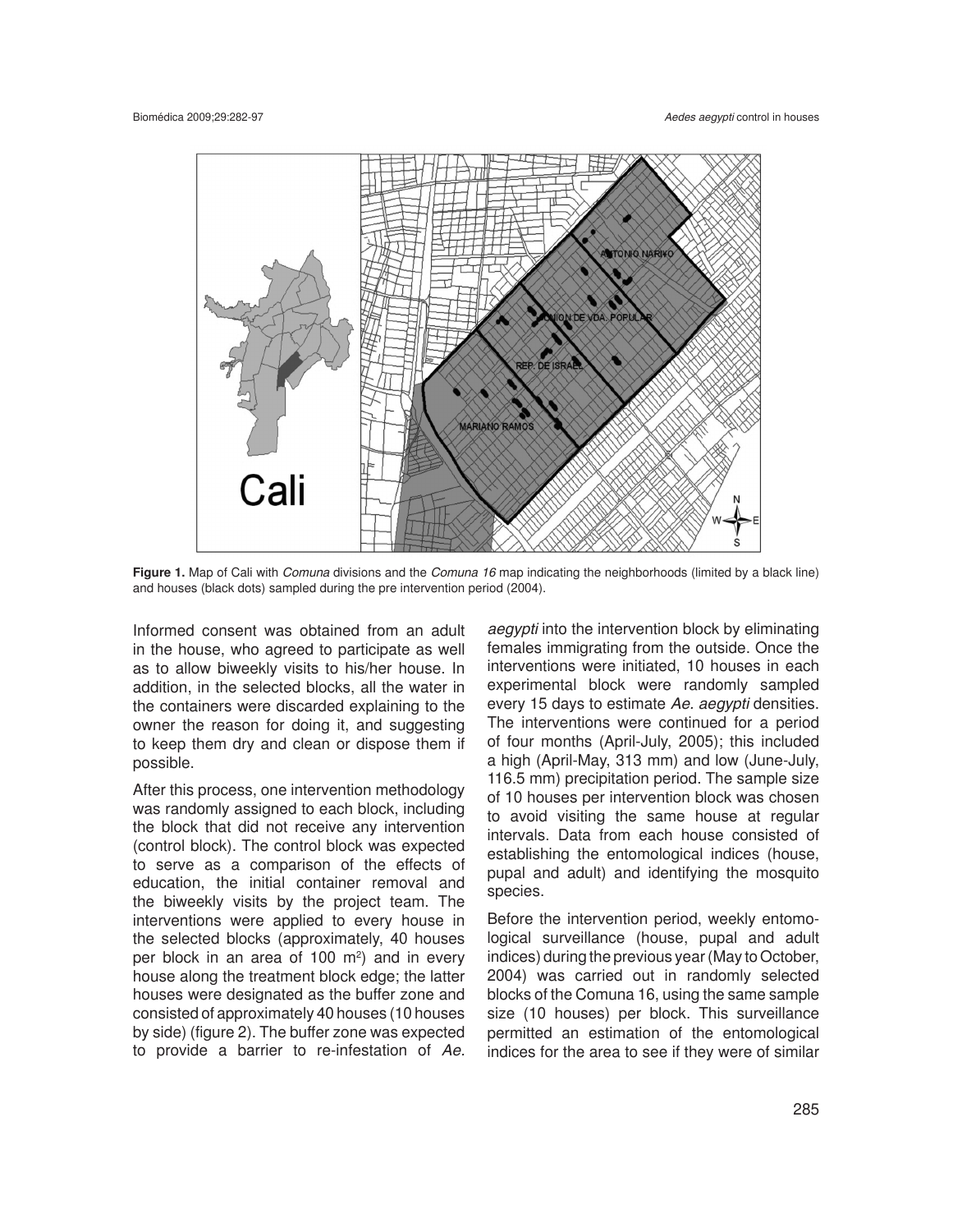**Figure 1.** Map of Cali with *Comuna* divisions and the *Comuna 16* map indicating the neighborhoods (limited by a black line) and houses (black dots) sampled during the pre intervention period (2004).

Informed consent was obtained from an adult in the house, who agreed to participate as well as to allow biweekly visits to his/her house. In addition, in the selected blocks, all the water in the containers were discarded explaining to the owner the reason for doing it, and suggesting to keep them dry and clean or dispose them if possible.

After this process, one intervention methodology was randomly assigned to each block, including the block that did not receive any intervention (control block). The control block was expected to serve as a comparison of the effects of education, the initial container removal and the biweekly visits by the project team. The interventions were applied to every house in the selected blocks (approximately, 40 houses per block in an area of 100 m$^2$) and in every house along the treatment block edge; the latter houses were designated as the buffer zone and consisted of approximately 40 houses (10 houses by side) (figure 2). The buffer zone was expected to provide a barrier to re-infestation of *Ae. aegypti* into the intervention block by eliminating females immigrating from the outside. Once the interventions were initiated, 10 houses in each experimental block were randomly sampled every 15 days to estimate *Ae. aegypti* densities. The interventions were continued for a period of four months (April-July, 2005); this included a high (April-May, 313 mm) and low (June-July, 116.5 mm) precipitation period. The sample size of 10 houses per intervention block was chosen to avoid visiting the same house at regular intervals. Data from each house consisted of establishing the entomological indices (house, pupal and adult) and identifying the mosquito species.

Before the intervention period, weekly entomological surveillance (house, pupal and adult indices) during the previous year (May to October, 2004) was carried out in randomly selected blocks of the Comuna 16, using the same sample size (10 houses) per block. This surveillance permitted an estimation of the entomological indices for the area to see if they were of similar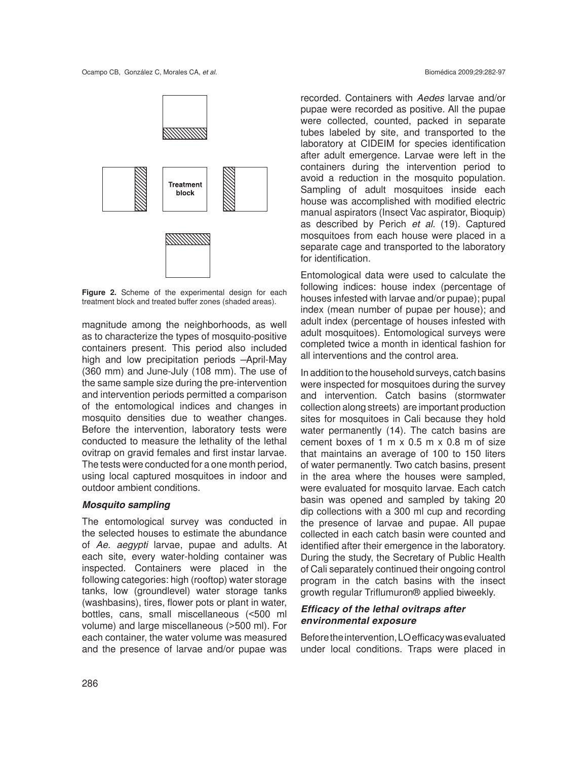Treatment block

**Figure 2.** Scheme of the experimental design for each treatment block and treated buffer zones (shaded areas).

magnitude among the neighborhoods, as well as to characterize the types of mosquito-positive containers present. This period also included high and low precipitation periods –April-May (360 mm) and June-July (108 mm). The use of the same sample size during the pre-intervention and intervention periods permitted a comparison of the entomological indices and changes in mosquito densities due to weather changes. Before the intervention, laboratory tests were conducted to measure the lethality of the lethal ovitrap on gravid females and first instar larvae. The tests were conducted for a one month period, using local captured mosquitoes in indoor and outdoor ambient conditions.

### *Mosquito sampling*

The entomological survey was conducted in the selected houses to estimate the abundance of *Ae. aegypti* larvae, pupae and adults. At each site, every water-holding container was inspected. Containers were placed in the following categories: high (rooftop) water storage tanks, low (groundlevel) water storage tanks (washbasins), tires, flower pots or plant in water, bottles, cans, small miscellaneous (<500 ml volume) and large miscellaneous (>500 ml). For each container, the water volume was measured and the presence of larvae and/or pupae was recorded. Containers with *Aedes* larvae and/or pupae were recorded as positive. All the pupae were collected, counted, packed in separate tubes labeled by site, and transported to the laboratory at CIDEIM for species identification after adult emergence. Larvae were left in the containers during the intervention period to avoid a reduction in the mosquito population. Sampling of adult mosquitoes inside each house was accomplished with modified electric manual aspirators (Insect Vac aspirator, Bioquip) as described by Perich *et al.* (19). Captured mosquitoes from each house were placed in a separate cage and transported to the laboratory for identification.

Entomological data were used to calculate the following indices: house index (percentage of houses infested with larvae and/or pupae); pupal index (mean number of pupae per house); and adult index (percentage of houses infested with adult mosquitoes). Entomological surveys were completed twice a month in identical fashion for all interventions and the control area.

In addition to the household surveys, catch basins were inspected for mosquitoes during the survey and intervention. Catch basins (stormwater collection along streets) are important production sites for mosquitoes in Cali because they hold water permanently (14). The catch basins are cement boxes of 1 m x 0.5 m x 0.8 m of size that maintains an average of 100 to 150 liters of water permanently. Two catch basins, present in the area where the houses were sampled, were evaluated for mosquito larvae. Each catch basin was opened and sampled by taking 20 dip collections with a 300 ml cup and recording the presence of larvae and pupae. All pupae collected in each catch basin were counted and identified after their emergence in the laboratory. During the study, the Secretary of Public Health of Cali separately continued their ongoing control program in the catch basins with the insect growth regular Triflumuron® applied biweekly.

### *Efficacy of the lethal ovitraps after environmental exposure*

Before the intervention, LO efficacy was evaluated under local conditions. Traps were placed in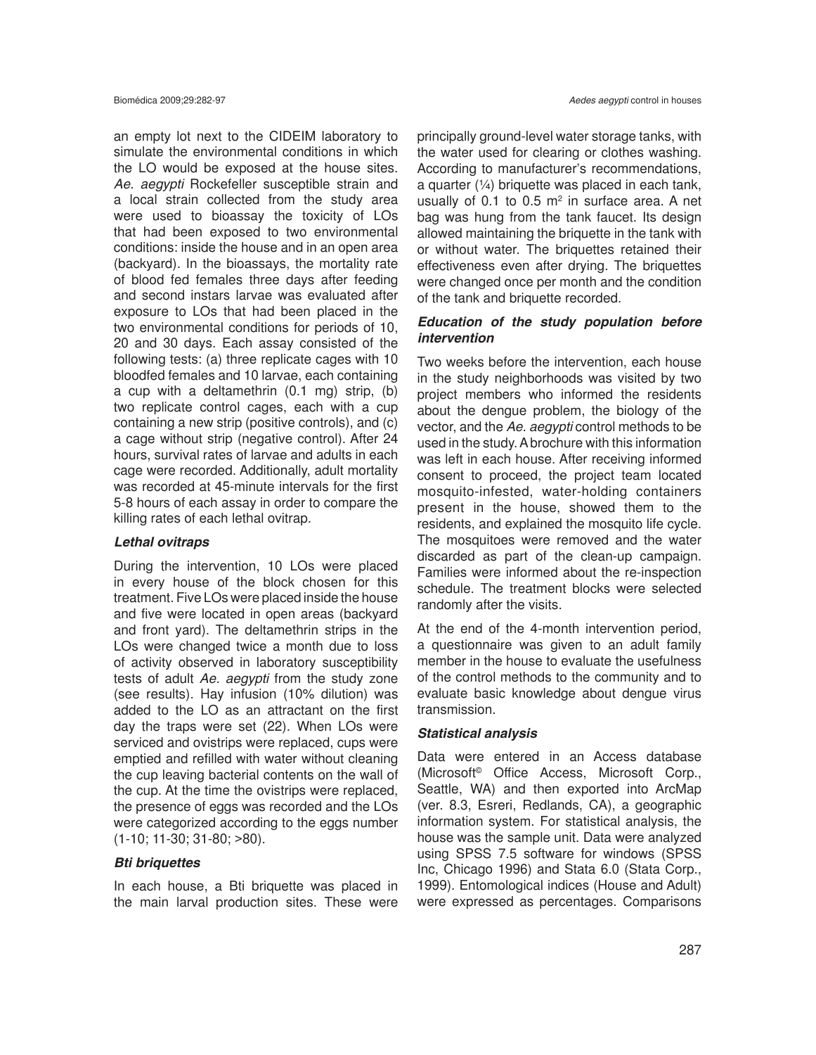an empty lot next to the CIDEIM laboratory to simulate the environmental conditions in which the LO would be exposed at the house sites. *Ae. aegypti* Rockefeller susceptible strain and a local strain collected from the study area were used to bioassay the toxicity of LOs that had been exposed to two environmental conditions: inside the house and in an open area (backyard). In the bioassays, the mortality rate of blood fed females three days after feeding and second instars larvae was evaluated after exposure to LOs that had been placed in the two environmental conditions for periods of 10, 20 and 30 days. Each assay consisted of the following tests: (a) three replicate cages with 10 bloodfed females and 10 larvae, each containing a cup with a deltamethrin (0.1 mg) strip, (b) two replicate control cages, each with a cup containing a new strip (positive controls), and (c) a cage without strip (negative control). After 24 hours, survival rates of larvae and adults in each cage were recorded. Additionally, adult mortality was recorded at 45-minute intervals for the first 5-8 hours of each assay in order to compare the killing rates of each lethal ovitrap.

### *Lethal ovitraps*

During the intervention, 10 LOs were placed in every house of the block chosen for this treatment. Five LOs were placed inside the house and five were located in open areas (backyard and front yard). The deltamethrin strips in the LOs were changed twice a month due to loss of activity observed in laboratory susceptibility tests of adult *Ae. aegypti* from the study zone (see results). Hay infusion (10% dilution) was added to the LO as an attractant on the first day the traps were set (22). When LOs were serviced and ovistrips were replaced, cups were emptied and refilled with water without cleaning the cup leaving bacterial contents on the wall of the cup. At the time the ovistrips were replaced, the presence of eggs was recorded and the LOs were categorized according to the eggs number (1-10; 11-30; 31-80; >80).

### *Bti briquettes*

In each house, a Bti briquette was placed in the main larval production sites. These were principally ground-level water storage tanks, with the water used for clearing or clothes washing. According to manufacturer's recommendations, a quarter (¼) briquette was placed in each tank, usually of 0.1 to 0.5 $m^2$ in surface area. A net bag was hung from the tank faucet. Its design allowed maintaining the briquette in the tank with or without water. The briquettes retained their effectiveness even after drying. The briquettes were changed once per month and the condition of the tank and briquette recorded.

### *Education of the study population before intervention*

Two weeks before the intervention, each house in the study neighborhoods was visited by two project members who informed the residents about the dengue problem, the biology of the vector, and the *Ae. aegypti* control methods to be used in the study. A brochure with this information was left in each house. After receiving informed consent to proceed, the project team located mosquito-infested, water-holding containers present in the house, showed them to the residents, and explained the mosquito life cycle. The mosquitoes were removed and the water discarded as part of the clean-up campaign. Families were informed about the re-inspection schedule. The treatment blocks were selected randomly after the visits.

At the end of the 4-month intervention period, a questionnaire was given to an adult family member in the house to evaluate the usefulness of the control methods to the community and to evaluate basic knowledge about dengue virus transmission.

### *Statistical analysis*

Data were entered in an Access database (Microsoft© Office Access, Microsoft Corp., Seattle, WA) and then exported into ArcMap (ver. 8.3, Esreri, Redlands, CA), a geographic information system. For statistical analysis, the house was the sample unit. Data were analyzed using SPSS 7.5 software for windows (SPSS Inc, Chicago 1996) and Stata 6.0 (Stata Corp., 1999). Entomological indices (House and Adult) were expressed as percentages. Comparisons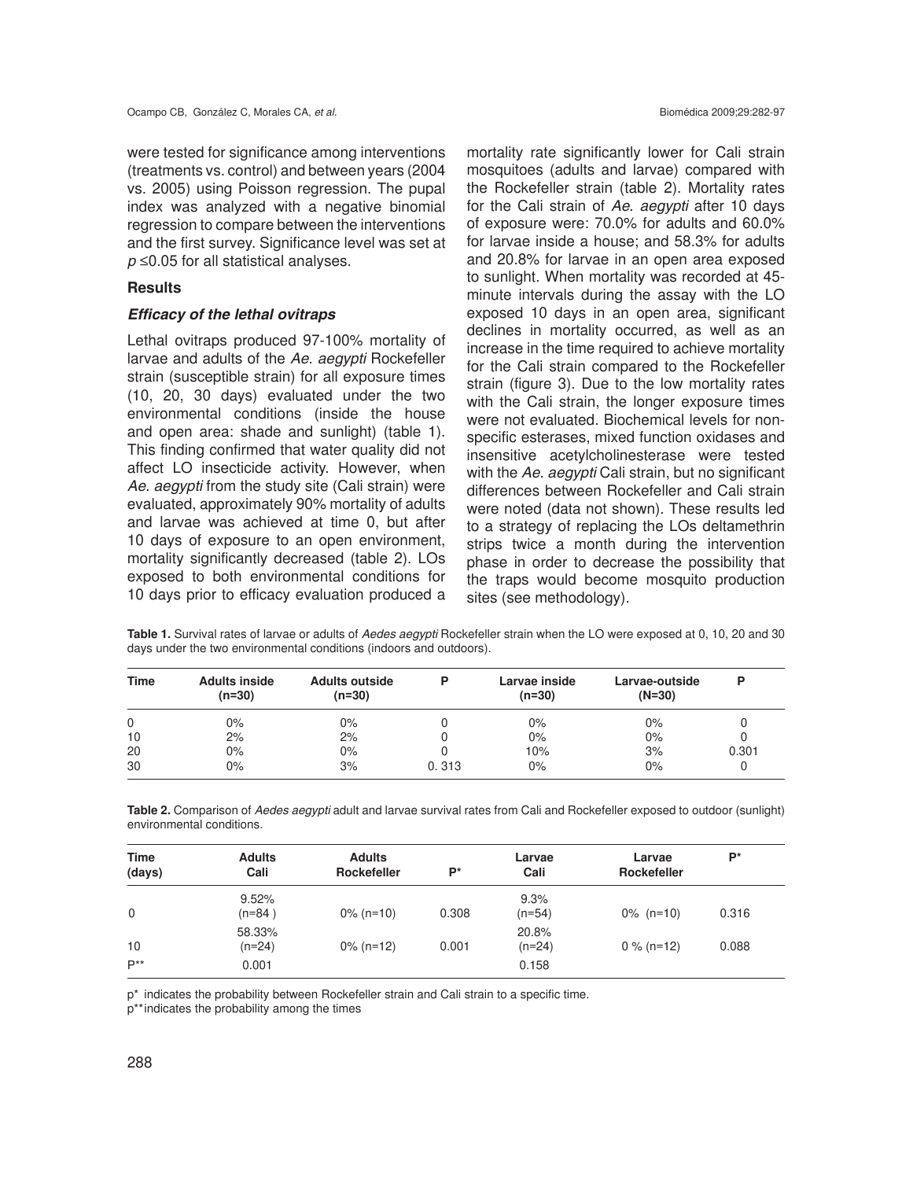were tested for significance among interventions (treatments vs. control) and between years (2004 vs. 2005) using Poisson regression. The pupal index was analyzed with a negative binomial regression to compare between the interventions and the first survey. Significance level was set at $p \leq 0.05$ for all statistical analyses.

## Results

### *Efficacy of the lethal ovitraps*

Lethal ovitraps produced 97-100% mortality of larvae and adults of the *Ae. aegypti* Rockefeller strain (susceptible strain) for all exposure times (10, 20, 30 days) evaluated under the two environmental conditions (inside the house and open area: shade and sunlight) (table 1). This finding confirmed that water quality did not affect LO insecticide activity. However, when *Ae. aegypti* from the study site (Cali strain) were evaluated, approximately 90% mortality of adults and larvae was achieved at time 0, but after 10 days of exposure to an open environment, mortality significantly decreased (table 2). LOs exposed to both environmental conditions for 10 days prior to efficacy evaluation produced a mortality rate significantly lower for Cali strain mosquitoes (adults and larvae) compared with the Rockefeller strain (table 2). Mortality rates for the Cali strain of *Ae. aegypti* after 10 days of exposure were: 70.0% for adults and 60.0% for larvae inside a house; and 58.3% for adults and 20.8% for larvae in an open area exposed to sunlight. When mortality was recorded at 45-minute intervals during the assay with the LO exposed 10 days in an open area, significant declines in mortality occurred, as well as an increase in the time required to achieve mortality for the Cali strain compared to the Rockefeller strain (figure 3). Due to the low mortality rates with the Cali strain, the longer exposure times were not evaluated. Biochemical levels for non-specific esterases, mixed function oxidases and insensitive acetylcholinesterase were tested with the *Ae. aegypti* Cali strain, but no significant differences between Rockefeller and Cali strain were noted (data not shown). These results led to a strategy of replacing the LOs deltamethrin strips twice a month during the intervention phase in order to decrease the possibility that the traps would become mosquito production sites (see methodology).

**Table 1.** Survival rates of larvae or adults of *Aedes aegypti* Rockefeller strain when the LO were exposed at 0, 10, 20 and 30 days under the two environmental conditions (indoors and outdoors).

| Time | Adults inside (n=30) | Adults outside (n=30) | P | Larvae inside (n=30) | Larvae-outside (N=30) | P |
|---|---|---|---|---|---|---|
| 0 | 0% | 0% | 0 | 0% | 0% | 0 |
| 10 | 2% | 2% | 0 | 0% | 0% | 0 |
| 20 | 0% | 0% | 0 | 10% | 3% | 0.301 |
| 30 | 0% | 3% | 0. 313 | 0% | 0% | 0 |

**Table 2.** Comparison of *Aedes aegypti* adult and larvae survival rates from Cali and Rockefeller exposed to outdoor (sunlight) environmental conditions.

| Time (days) | Adults Cali | Adults Rockefeller | P* | Larvae Cali | Larvae Rockefeller | P* |
|---|---|---|---|---|---|---|
| 0 | 9.52% (n=84 ) | 0% (n=10) | 0.308 | 9.3% (n=54) | 0% (n=10) | 0.316 |
| 10 | 58.33% (n=24) | 0% (n=12) | 0.001 | 20.8% (n=24) | 0 % (n=12) | 0.088 |
| P** | 0.001 | | | 0.158 | | |

p* indicates the probability between Rockefeller strain and Cali strain to a specific time.

p** indicates the probability among the times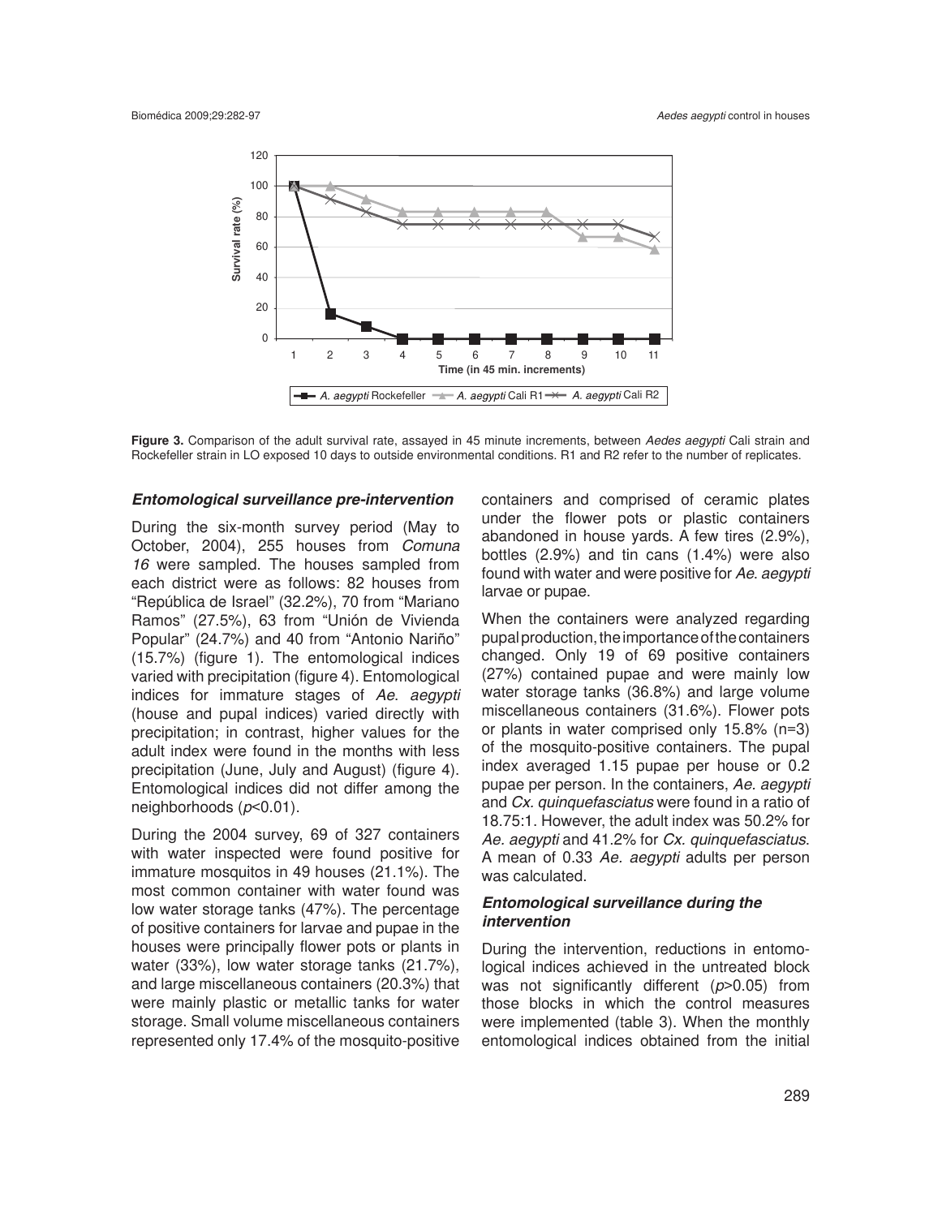**Figure 3.** Comparison of the adult survival rate, assayed in 45 minute increments, between *Aedes aegypti* Cali strain and Rockefeller strain in LO exposed 10 days to outside environmental conditions. R1 and R2 refer to the number of replicates.

### *Entomological surveillance pre-intervention*

During the six-month survey period (May to October, 2004), 255 houses from *Comuna 16* were sampled. The houses sampled from each district were as follows: 82 houses from "República de Israel" (32.2%), 70 from "Mariano Ramos" (27.5%), 63 from "Unión de Vivienda Popular" (24.7%) and 40 from "Antonio Nariño" (15.7%) (figure 1). The entomological indices varied with precipitation (figure 4). Entomological indices for immature stages of *Ae. aegypti* (house and pupal indices) varied directly with precipitation; in contrast, higher values for the adult index were found in the months with less precipitation (June, July and August) (figure 4). Entomological indices did not differ among the neighborhoods ($p$<0.01).

During the 2004 survey, 69 of 327 containers with water inspected were found positive for immature mosquitos in 49 houses (21.1%). The most common container with water found was low water storage tanks (47%). The percentage of positive containers for larvae and pupae in the houses were principally flower pots or plants in water (33%), low water storage tanks (21.7%), and large miscellaneous containers (20.3%) that were mainly plastic or metallic tanks for water storage. Small volume miscellaneous containers represented only 17.4% of the mosquito-positive containers and comprised of ceramic plates under the flower pots or plastic containers abandoned in house yards. A few tires (2.9%), bottles (2.9%) and tin cans (1.4%) were also found with water and were positive for *Ae. aegypti* larvae or pupae.

When the containers were analyzed regarding pupal production, the importance of the containers changed. Only 19 of 69 positive containers (27%) contained pupae and were mainly low water storage tanks (36.8%) and large volume miscellaneous containers (31.6%). Flower pots or plants in water comprised only 15.8% (n=3) of the mosquito-positive containers. The pupal index averaged 1.15 pupae per house or 0.2 pupae per person. In the containers, *Ae. aegypti* and *Cx. quinquefasciatus* were found in a ratio of 18.75:1. However, the adult index was 50.2% for *Ae. aegypti* and 41.2% for *Cx. quinquefasciatus*. A mean of 0.33 *Ae. aegypti* adults per person was calculated.

### *Entomological surveillance during the intervention*

During the intervention, reductions in entomological indices achieved in the untreated block was not significantly different ($p$>0.05) from those blocks in which the control measures were implemented (table 3). When the monthly entomological indices obtained from the initial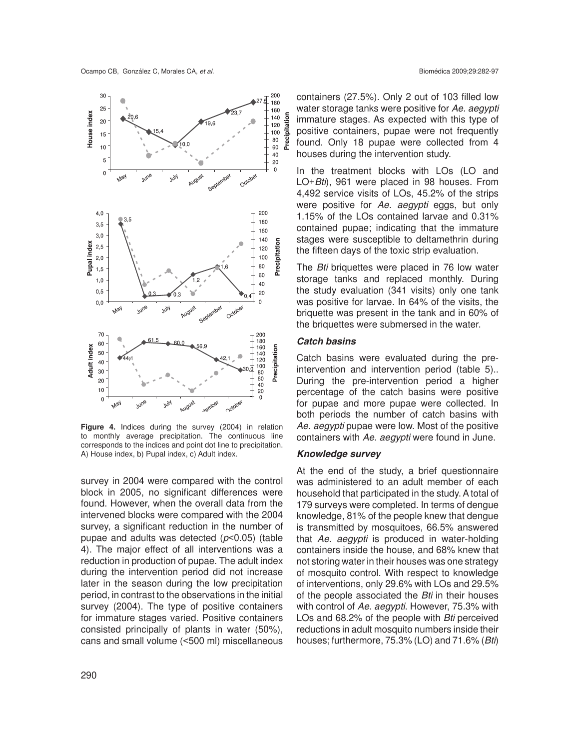**Figure 4.** Indices during the survey (2004) in relation to monthly average precipitation. The continuous line corresponds to the indices and point dot line to precipitation. A) House index, b) Pupal index, c) Adult index.

survey in 2004 were compared with the control block in 2005, no significant differences were found. However, when the overall data from the intervened blocks were compared with the 2004 survey, a significant reduction in the number of pupae and adults was detected ($p<0.05$) (table 4). The major effect of all interventions was a reduction in production of pupae. The adult index during the intervention period did not increase later in the season during the low precipitation period, in contrast to the observations in the initial survey (2004). The type of positive containers for immature stages varied. Positive containers consisted principally of plants in water (50%), cans and small volume (<500 ml) miscellaneous containers (27.5%). Only 2 out of 103 filled low water storage tanks were positive for *Ae. aegypti* immature stages. As expected with this type of positive containers, pupae were not frequently found. Only 18 pupae were collected from 4 houses during the intervention study.

In the treatment blocks with LOs (LO and LO+*Bti*), 961 were placed in 98 houses. From 4,492 service visits of LOs, 45.2% of the strips were positive for *Ae. aegypti* eggs, but only 1.15% of the LOs contained larvae and 0.31% contained pupae; indicating that the immature stages were susceptible to deltamethrin during the fifteen days of the toxic strip evaluation.

The *Bti* briquettes were placed in 76 low water storage tanks and replaced monthly. During the study evaluation (341 visits) only one tank was positive for larvae. In 64% of the visits, the briquette was present in the tank and in 60% of the briquettes were submersed in the water.

### *Catch basins*

Catch basins were evaluated during the pre-intervention and intervention period (table 5).. During the pre-intervention period a higher percentage of the catch basins were positive for pupae and more pupae were collected. In both periods the number of catch basins with *Ae. aegypti* pupae were low. Most of the positive containers with *Ae. aegypti* were found in June.

### *Knowledge survey*

At the end of the study, a brief questionnaire was administered to an adult member of each household that participated in the study. A total of 179 surveys were completed. In terms of dengue knowledge, 81% of the people knew that dengue is transmitted by mosquitoes, 66.5% answered that *Ae. aegypti* is produced in water-holding containers inside the house, and 68% knew that not storing water in their houses was one strategy of mosquito control. With respect to knowledge of interventions, only 29.6% with LOs and 29.5% of the people associated the *Bti* in their houses with control of *Ae. aegypti*. However, 75.3% with LOs and 68.2% of the people with *Bti* perceived reductions in adult mosquito numbers inside their houses; furthermore, 75.3% (LO) and 71.6% (*Bti*)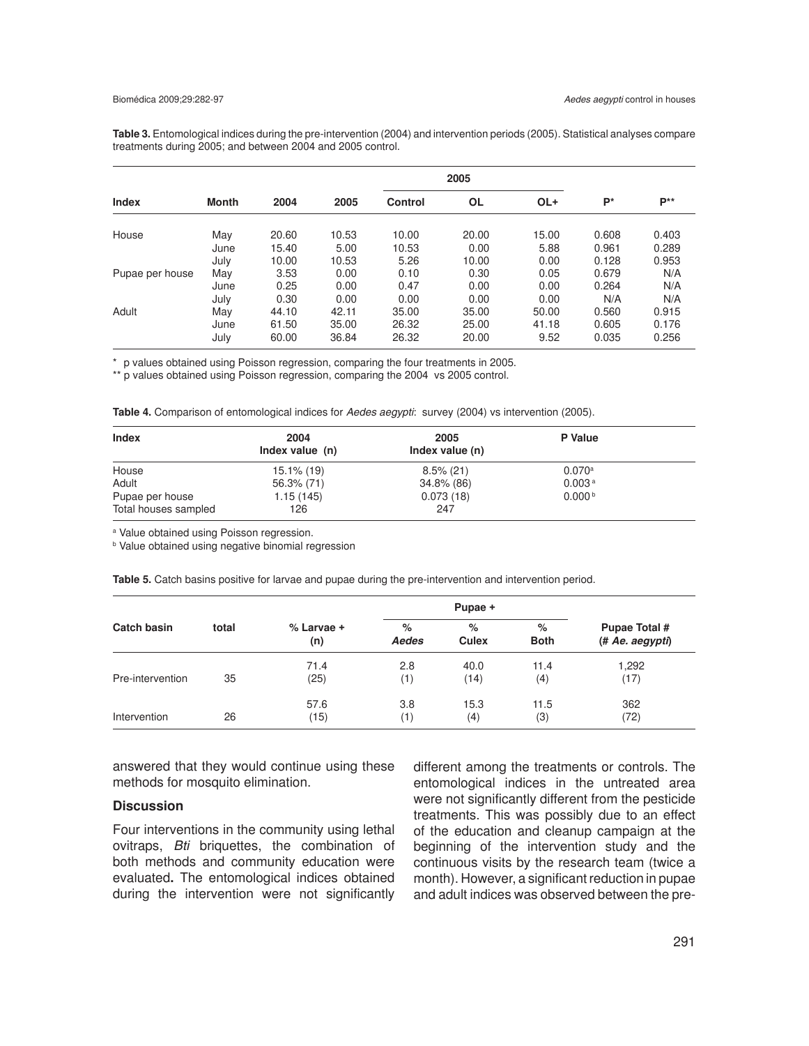**Table 3.** Entomological indices during the pre-intervention (2004) and intervention periods (2005). Statistical analyses compare treatments during 2005; and between 2004 and 2005 control.

| Index | Month | 2004 | 2005 | 2005 | | | P* | P** |
|---|---|---|---|---|---|---|---|---|
| | | | | Control | OL | OL+ | | |
| House | May | 20.60 | 10.53 | 10.00 | 20.00 | 15.00 | 0.608 | 0.403 |
| | June | 15.40 | 5.00 | 10.53 | 0.00 | 5.88 | 0.961 | 0.289 |
| | July | 10.00 | 10.53 | 5.26 | 10.00 | 0.00 | 0.128 | 0.953 |
| Pupae per house | May | 3.53 | 0.00 | 0.10 | 0.30 | 0.05 | 0.679 | N/A |
| | June | 0.25 | 0.00 | 0.47 | 0.00 | 0.00 | 0.264 | N/A |
| | July | 0.30 | 0.00 | 0.00 | 0.00 | 0.00 | N/A | N/A |
| Adult | May | 44.10 | 42.11 | 35.00 | 35.00 | 50.00 | 0.560 | 0.915 |
| | June | 61.50 | 35.00 | 26.32 | 25.00 | 41.18 | 0.605 | 0.176 |
| | July | 60.00 | 36.84 | 26.32 | 20.00 | 9.52 | 0.035 | 0.256 |

\* p values obtained using Poisson regression, comparing the four treatments in 2005.
** p values obtained using Poisson regression, comparing the 2004 vs 2005 control.

**Table 4.** Comparison of entomological indices for *Aedes aegypti*: survey (2004) vs intervention (2005).

| Index | 2004 Index value (n) | 2005 Index value (n) | P Value |
|---|---|---|---|
| House | 15.1% (19) | 8.5% (21) | 0.070[a] |
| Adult | 56.3% (71) | 34.8% (86) | 0.003[a] |
| Pupae per house | 1.15 (145) | 0.073 (18) | 0.000[b] |
| Total houses sampled | 126 | 247 | |

[a] Value obtained using Poisson regression.
[b] Value obtained using negative binomial regression

**Table 5.** Catch basins positive for larvae and pupae during the pre-intervention and intervention period.

| Catch basin | total | % Larvae + (n) | Pupae + | | | Pupae Total # (# *Ae. aegypti*) |
|---|---|---|---|---|---|---|
| | | | % *Aedes* | % Culex | % Both | |
| Pre-intervention | 35 | 71.4 (25) | 2.8 (1) | 40.0 (14) | 11.4 (4) | 1,292 (17) |
| Intervention | 26 | 57.6 (15) | 3.8 (1) | 15.3 (4) | 11.5 (3) | 362 (72) |

answered that they would continue using these methods for mosquito elimination.

## Discussion

Four interventions in the community using lethal ovitraps, *Bti* briquettes, the combination of both methods and community education were evaluated**.** The entomological indices obtained during the intervention were not significantly different among the treatments or controls. The entomological indices in the untreated area were not significantly different from the pesticide treatments. This was possibly due to an effect of the education and cleanup campaign at the beginning of the intervention study and the continuous visits by the research team (twice a month). However, a significant reduction in pupae and adult indices was observed between the pre-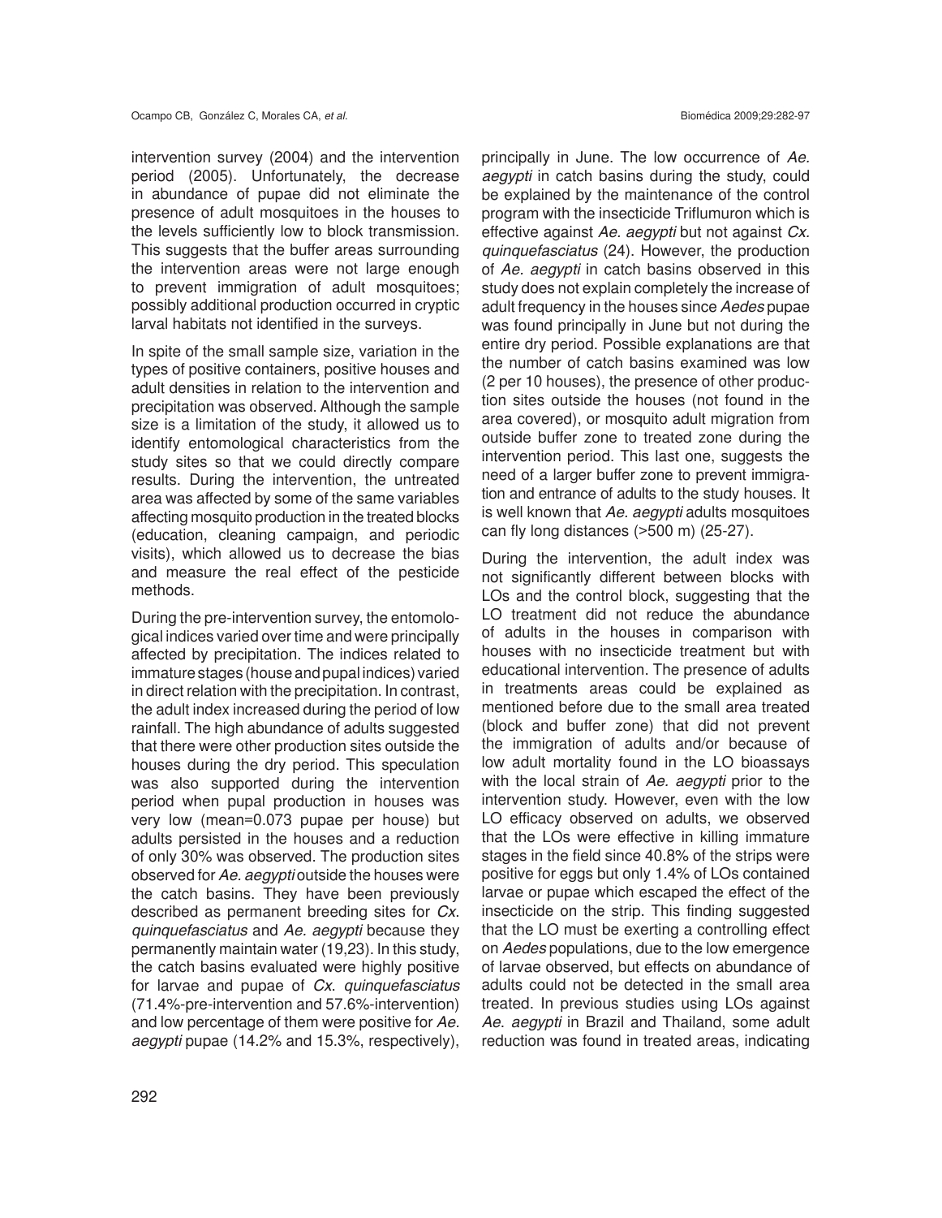intervention survey (2004) and the intervention period (2005). Unfortunately, the decrease in abundance of pupae did not eliminate the presence of adult mosquitoes in the houses to the levels sufficiently low to block transmission. This suggests that the buffer areas surrounding the intervention areas were not large enough to prevent immigration of adult mosquitoes; possibly additional production occurred in cryptic larval habitats not identified in the surveys.

In spite of the small sample size, variation in the types of positive containers, positive houses and adult densities in relation to the intervention and precipitation was observed. Although the sample size is a limitation of the study, it allowed us to identify entomological characteristics from the study sites so that we could directly compare results. During the intervention, the untreated area was affected by some of the same variables affecting mosquito production in the treated blocks (education, cleaning campaign, and periodic visits), which allowed us to decrease the bias and measure the real effect of the pesticide methods.

During the pre-intervention survey, the entomological indices varied over time and were principally affected by precipitation. The indices related to immature stages (house and pupal indices) varied in direct relation with the precipitation. In contrast, the adult index increased during the period of low rainfall. The high abundance of adults suggested that there were other production sites outside the houses during the dry period. This speculation was also supported during the intervention period when pupal production in houses was very low (mean=0.073 pupae per house) but adults persisted in the houses and a reduction of only 30% was observed. The production sites observed for *Ae. aegypti* outside the houses were the catch basins. They have been previously described as permanent breeding sites for *Cx. quinquefasciatus* and *Ae. aegypti* because they permanently maintain water (19,23). In this study, the catch basins evaluated were highly positive for larvae and pupae of *Cx. quinquefasciatus* (71.4%-pre-intervention and 57.6%-intervention) and low percentage of them were positive for *Ae. aegypti* pupae (14.2% and 15.3%, respectively), principally in June. The low occurrence of *Ae. aegypti* in catch basins during the study, could be explained by the maintenance of the control program with the insecticide Triflumuron which is effective against *Ae. aegypti* but not against *Cx. quinquefasciatus* (24). However, the production of *Ae. aegypti* in catch basins observed in this study does not explain completely the increase of adult frequency in the houses since *Aedes* pupae was found principally in June but not during the entire dry period. Possible explanations are that the number of catch basins examined was low (2 per 10 houses), the presence of other production sites outside the houses (not found in the area covered), or mosquito adult migration from outside buffer zone to treated zone during the intervention period. This last one, suggests the need of a larger buffer zone to prevent immigration and entrance of adults to the study houses. It is well known that *Ae. aegypti* adults mosquitoes can fly long distances (>500 m) (25-27).

During the intervention, the adult index was not significantly different between blocks with LOs and the control block, suggesting that the LO treatment did not reduce the abundance of adults in the houses in comparison with houses with no insecticide treatment but with educational intervention. The presence of adults in treatments areas could be explained as mentioned before due to the small area treated (block and buffer zone) that did not prevent the immigration of adults and/or because of low adult mortality found in the LO bioassays with the local strain of *Ae. aegypti* prior to the intervention study. However, even with the low LO efficacy observed on adults, we observed that the LOs were effective in killing immature stages in the field since 40.8% of the strips were positive for eggs but only 1.4% of LOs contained larvae or pupae which escaped the effect of the insecticide on the strip. This finding suggested that the LO must be exerting a controlling effect on *Aedes* populations, due to the low emergence of larvae observed, but effects on abundance of adults could not be detected in the small area treated. In previous studies using LOs against *Ae. aegypti* in Brazil and Thailand, some adult reduction was found in treated areas, indicating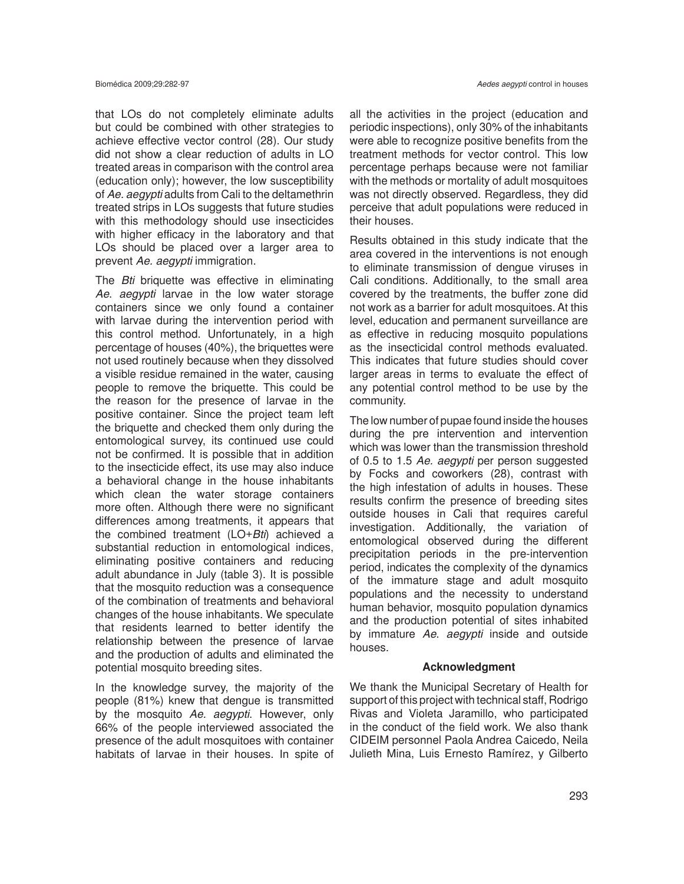that LOs do not completely eliminate adults but could be combined with other strategies to achieve effective vector control (28). Our study did not show a clear reduction of adults in LO treated areas in comparison with the control area (education only); however, the low susceptibility of *Ae. aegypti* adults from Cali to the deltamethrin treated strips in LOs suggests that future studies with this methodology should use insecticides with higher efficacy in the laboratory and that LOs should be placed over a larger area to prevent *Ae. aegypti* immigration.

The *Bti* briquette was effective in eliminating *Ae. aegypti* larvae in the low water storage containers since we only found a container with larvae during the intervention period with this control method. Unfortunately, in a high percentage of houses (40%), the briquettes were not used routinely because when they dissolved a visible residue remained in the water, causing people to remove the briquette. This could be the reason for the presence of larvae in the positive container. Since the project team left the briquette and checked them only during the entomological survey, its continued use could not be confirmed. It is possible that in addition to the insecticide effect, its use may also induce a behavioral change in the house inhabitants which clean the water storage containers more often. Although there were no significant differences among treatments, it appears that the combined treatment (LO+*Bti*) achieved a substantial reduction in entomological indices, eliminating positive containers and reducing adult abundance in July (table 3). It is possible that the mosquito reduction was a consequence of the combination of treatments and behavioral changes of the house inhabitants. We speculate that residents learned to better identify the relationship between the presence of larvae and the production of adults and eliminated the potential mosquito breeding sites.

In the knowledge survey, the majority of the people (81%) knew that dengue is transmitted by the mosquito *Ae. aegypti*. However, only 66% of the people interviewed associated the presence of the adult mosquitoes with container habitats of larvae in their houses. In spite of all the activities in the project (education and periodic inspections), only 30% of the inhabitants were able to recognize positive benefits from the treatment methods for vector control. This low percentage perhaps because were not familiar with the methods or mortality of adult mosquitoes was not directly observed. Regardless, they did perceive that adult populations were reduced in their houses.

Results obtained in this study indicate that the area covered in the interventions is not enough to eliminate transmission of dengue viruses in Cali conditions. Additionally, to the small area covered by the treatments, the buffer zone did not work as a barrier for adult mosquitoes. At this level, education and permanent surveillance are as effective in reducing mosquito populations as the insecticidal control methods evaluated. This indicates that future studies should cover larger areas in terms to evaluate the effect of any potential control method to be use by the community.

The low number of pupae found inside the houses during the pre intervention and intervention which was lower than the transmission threshold of 0.5 to 1.5 *Ae. aegypti* per person suggested by Focks and coworkers (28), contrast with the high infestation of adults in houses. These results confirm the presence of breeding sites outside houses in Cali that requires careful investigation. Additionally, the variation of entomological observed during the different precipitation periods in the pre-intervention period, indicates the complexity of the dynamics of the immature stage and adult mosquito populations and the necessity to understand human behavior, mosquito population dynamics and the production potential of sites inhabited by immature *Ae. aegypti* inside and outside houses.

### Acknowledgment

We thank the Municipal Secretary of Health for support of this project with technical staff, Rodrigo Rivas and Violeta Jaramillo, who participated in the conduct of the field work. We also thank CIDEIM personnel Paola Andrea Caicedo, Neila Julieth Mina, Luis Ernesto Ramírez, y Gilberto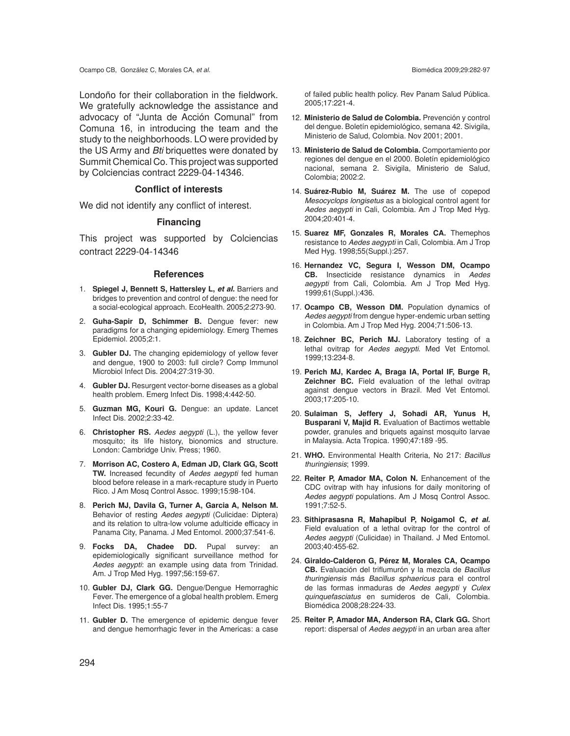Londoño for their collaboration in the fieldwork. We gratefully acknowledge the assistance and advocacy of "Junta de Acción Comunal" from Comuna 16, in introducing the team and the study to the neighborhoods. LO were provided by the US Army and *Bti* briquettes were donated by Summit Chemical Co. This project was supported by Colciencias contract 2229-04-14346.

### Conflict of interests

We did not identify any conflict of interest.

### Financing

This project was supported by Colciencias contract 2229-04-14346

### References

1. **Spiegel J, Bennett S, Hattersley L, *et al.*** Barriers and bridges to prevention and control of dengue: the need for a social-ecological approach. EcoHealth. 2005;2:273-90.
2. **Guha-Sapir D, Schimmer B.** Dengue fever: new paradigms for a changing epidemiology. Emerg Themes Epidemiol. 2005;2:1.
3. **Gubler DJ.** The changing epidemiology of yellow fever and dengue, 1900 to 2003: full circle? Comp Immunol Microbiol Infect Dis. 2004;27:319-30.
4. **Gubler DJ.** Resurgent vector-borne diseases as a global health problem. Emerg Infect Dis. 1998;4:442-50.
5. **Guzman MG, Kouri G.** Dengue: an update. Lancet Infect Dis. 2002;2:33-42.
6. **Christopher RS.** *Aedes aegypti* (L.), the yellow fever mosquito; its life history, bionomics and structure. London: Cambridge Univ. Press; 1960.
7. **Morrison AC, Costero A, Edman JD, Clark GG, Scott TW.** Increased fecundity of *Aedes aegypti* fed human blood before release in a mark-recapture study in Puerto Rico. J Am Mosq Control Assoc. 1999;15:98-104.
8. **Perich MJ, Davila G, Turner A, Garcia A, Nelson M.** Behavior of resting *Aedes aegypti* (Culicidae: Diptera) and its relation to ultra-low volume adulticide efficacy in Panama City, Panama. J Med Entomol. 2000;37:541-6.
9. **Focks DA, Chadee DD.** Pupal survey: an epidemiologically significant surveillance method for *Aedes aegypti*: an example using data from Trinidad. Am. J Trop Med Hyg. 1997;56:159-67.
10. **Gubler DJ, Clark GG.** Dengue/Dengue Hemorraghic Fever. The emergence of a global health problem. Emerg Infect Dis. 1995;1:55-7
11. **Gubler D.** The emergence of epidemic dengue fever and dengue hemorrhagic fever in the Americas: a case of failed public health policy. Rev Panam Salud Pública. 2005;17:221-4.
12. **Ministerio de Salud de Colombia.** Prevención y control del dengue. Boletín epidemiológico, semana 42. Sivigila, Ministerio de Salud, Colombia. Nov 2001; 2001.
13. **Ministerio de Salud de Colombia.** Comportamiento por regiones del dengue en el 2000. Boletín epidemiológico nacional, semana 2. Sivigila, Ministerio de Salud, Colombia; 2002:2.
14. **Suárez-Rubio M, Suárez M.** The use of copepod *Mesocyclops longisetus* as a biological control agent for *Aedes aegypti* in Cali, Colombia. Am J Trop Med Hyg. 2004;20:401-4.
15. **Suarez MF, Gonzales R, Morales CA.** Themephos resistance to *Aedes aegypti* in Cali, Colombia. Am J Trop Med Hyg. 1998;55(Suppl.):257.
16. **Hernandez VC, Segura I, Wesson DM, Ocampo CB.** Insecticide resistance dynamics in *Aedes aegypti* from Cali, Colombia. Am J Trop Med Hyg. 1999;61(Suppl.):436.
17. **Ocampo CB, Wesson DM.** Population dynamics of *Aedes aegypti* from dengue hyper-endemic urban setting in Colombia. Am J Trop Med Hyg. 2004;71:506-13.
18. **Zeichner BC, Perich MJ.** Laboratory testing of a lethal ovitrap for *Aedes aegypti*. Med Vet Entomol. 1999;13:234-8.
19. **Perich MJ, Kardec A, Braga IA, Portal IF, Burge R, Zeichner BC.** Field evaluation of the lethal ovitrap against dengue vectors in Brazil. Med Vet Entomol. 2003;17:205-10.
20. **Sulaiman S, Jeffery J, Sohadi AR, Yunus H, Busparani V, Majid R.** Evaluation of Bactimos wettable powder, granules and briquets against mosquito larvae in Malaysia. Acta Tropica. 1990;47:189 -95.
21. **WHO.** Environmental Health Criteria, No 217: *Bacillus thuringiensis*; 1999.
22. **Reiter P, Amador MA, Colon N.** Enhancement of the CDC ovitrap with hay infusions for daily monitoring of *Aedes aegypti* populations. Am J Mosq Control Assoc. 1991;7:52-5.
23. **Sithiprasasna R, Mahapibul P, Noigamol C, *et al.*** Field evaluation of a lethal ovitrap for the control of *Aedes aegypti* (Culicidae) in Thailand. J Med Entomol. 2003;40:455-62.
24. **Giraldo-Calderon G, Pérez M, Morales CA, Ocampo CB.** Evaluación del triflumurón y la mezcla de *Bacillus thuringiensis* más *Bacillus sphaericus* para el control de las formas inmaduras de *Aedes aegypti* y *Culex quinquefasciatus* en sumideros de Cali, Colombia. Biomédica 2008;28:224-33.
25. **Reiter P, Amador MA, Anderson RA, Clark GG.** Short report: dispersal of *Aedes aegypti* in an urban area after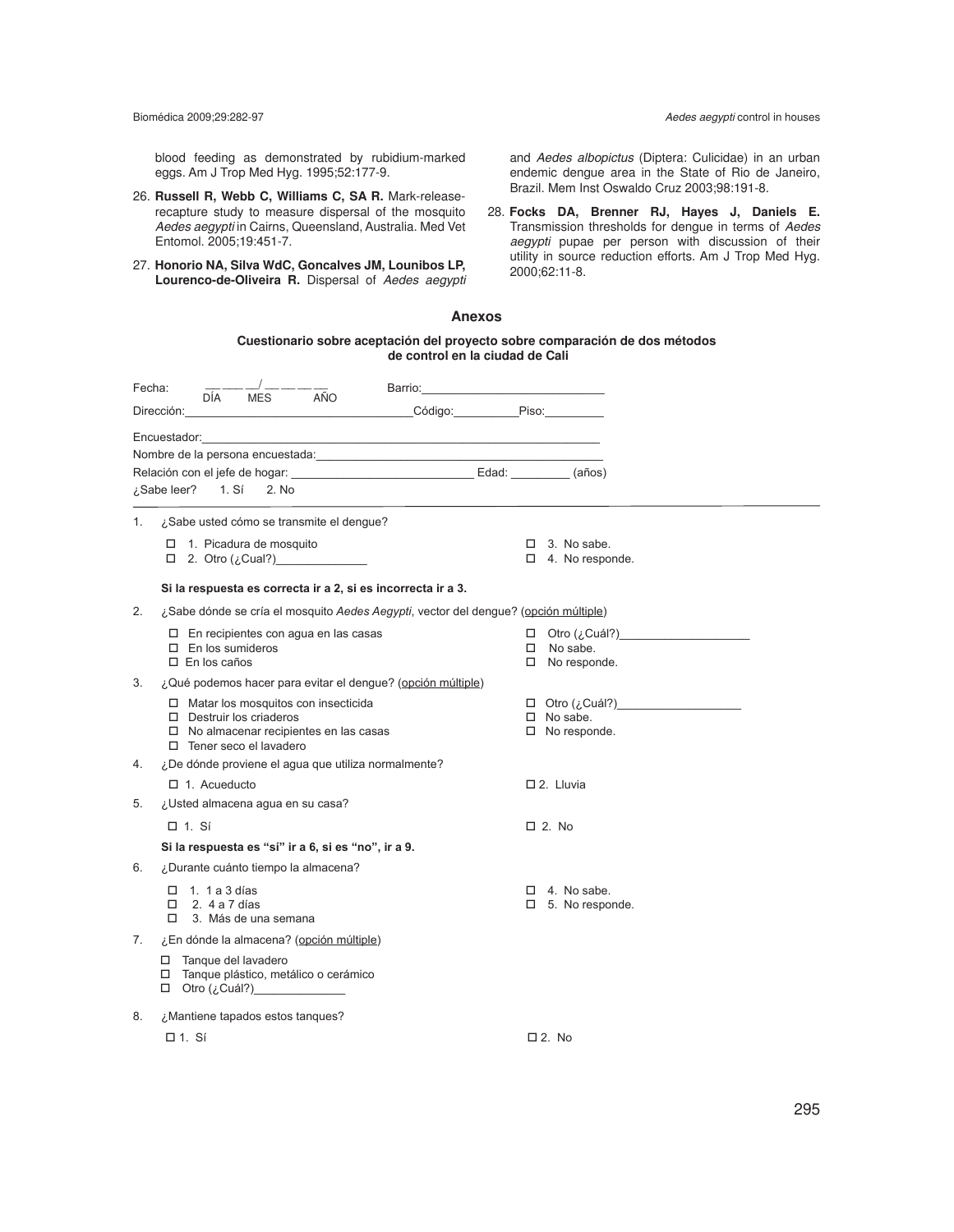blood feeding as demonstrated by rubidium-marked eggs. Am J Trop Med Hyg. 1995;52:177-9.

26. **Russell R, Webb C, Williams C, SA R.** Mark-release-recapture study to measure dispersal of the mosquito *Aedes aegypti* in Cairns, Queensland, Australia. Med Vet Entomol. 2005;19:451-7.

27. **Honorio NA, Silva WdC, Goncalves JM, Lounibos LP, Lourenco-de-Oliveira R.** Dispersal of *Aedes aegypti* and *Aedes albopictus* (Diptera: Culicidae) in an urban endemic dengue area in the State of Rio de Janeiro, Brazil. Mem Inst Oswaldo Cruz 2003;98:191-8.

28. **Focks DA, Brenner RJ, Hayes J, Daniels E.** Transmission thresholds for dengue in terms of *Aedes aegypti* pupae per person with discussion of their utility in source reduction efforts. Am J Trop Med Hyg. 2000;62:11-8.

## Anexos

### Cuestionario sobre aceptación del proyecto sobre comparación de dos métodos de control en la ciudad de Cali

Fecha: \_\_ \_\_ / \_\_ \_\_ / \_\_ \_\_ \_\_ \_\_ (DÍA MES AÑO) Barrio:\_\_\_\_\_\_\_\_\_\_\_\_\_\_\_\_\_\_\_\_

Dirección:\_\_\_\_\_\_\_\_\_\_\_\_\_\_\_\_\_\_\_\_ Código:\_\_\_\_\_\_\_\_\_\_ Piso:\_\_\_\_\_\_\_\_\_\_

Encuestador:\_\_\_\_\_\_\_\_\_\_\_\_\_\_\_\_\_\_\_\_

Nombre de la persona encuestada:\_\_\_\_\_\_\_\_\_\_\_\_\_\_\_\_\_\_\_\_

Relación con el jefe de hogar: \_\_\_\_\_\_\_\_\_\_\_\_\_\_\_\_\_\_\_\_ Edad: \_\_\_\_\_\_\_\_\_ (años)

¿Sabe leer? 1. Sí 2. No

---

1. ¿Sabe usted cómo se transmite el dengue?

   - ☐ 1. Picadura de mosquito
   - ☐ 2. Otro (¿Cual?)\_\_\_\_\_\_\_\_\_\_\_\_\_\_
   - ☐ 3. No sabe.
   - ☐ 4. No responde.

   **Si la respuesta es correcta ir a 2, si es incorrecta ir a 3.**

2. ¿Sabe dónde se cría el mosquito *Aedes Aegypti*, vector del dengue? (opción múltiple)

   - ☐ En recipientes con agua en las casas
   - ☐ En los sumideros
   - ☐ En los caños
   - ☐ Otro (¿Cuál?)\_\_\_\_\_\_\_\_\_\_\_\_\_\_\_\_\_\_\_\_
   - ☐ No sabe.
   - ☐ No responde.

3. ¿Qué podemos hacer para evitar el dengue? (opción múltiple)

   - ☐ Matar los mosquitos con insecticida
   - ☐ Destruir los criaderos
   - ☐ No almacenar recipientes en las casas
   - ☐ Tener seco el lavadero
   - ☐ Otro (¿Cuál?)\_\_\_\_\_\_\_\_\_\_\_\_\_\_\_\_\_\_\_
   - ☐ No sabe.
   - ☐ No responde.

4. ¿De dónde proviene el agua que utiliza normalmente?

   - ☐ 1. Acueducto
   - ☐ 2. Lluvia

5. ¿Usted almacena agua en su casa?

   - ☐ 1. Sí
   - ☐ 2. No

   **Si la respuesta es "sí" ir a 6, si es "no", ir a 9.**

6. ¿Durante cuánto tiempo la almacena?

   - ☐ 1. 1 a 3 días
   - ☐ 2. 4 a 7 días
   - ☐ 3. Más de una semana
   - ☐ 4. No sabe.
   - ☐ 5. No responde.

7. ¿En dónde la almacena? (opción múltiple)

   - ☐ Tanque del lavadero
   - ☐ Tanque plástico, metálico o cerámico
   - ☐ Otro (¿Cuál?)\_\_\_\_\_\_\_\_\_\_\_\_\_\_

8. ¿Mantiene tapados estos tanques?

   - ☐ 1. Sí
   - ☐ 2. No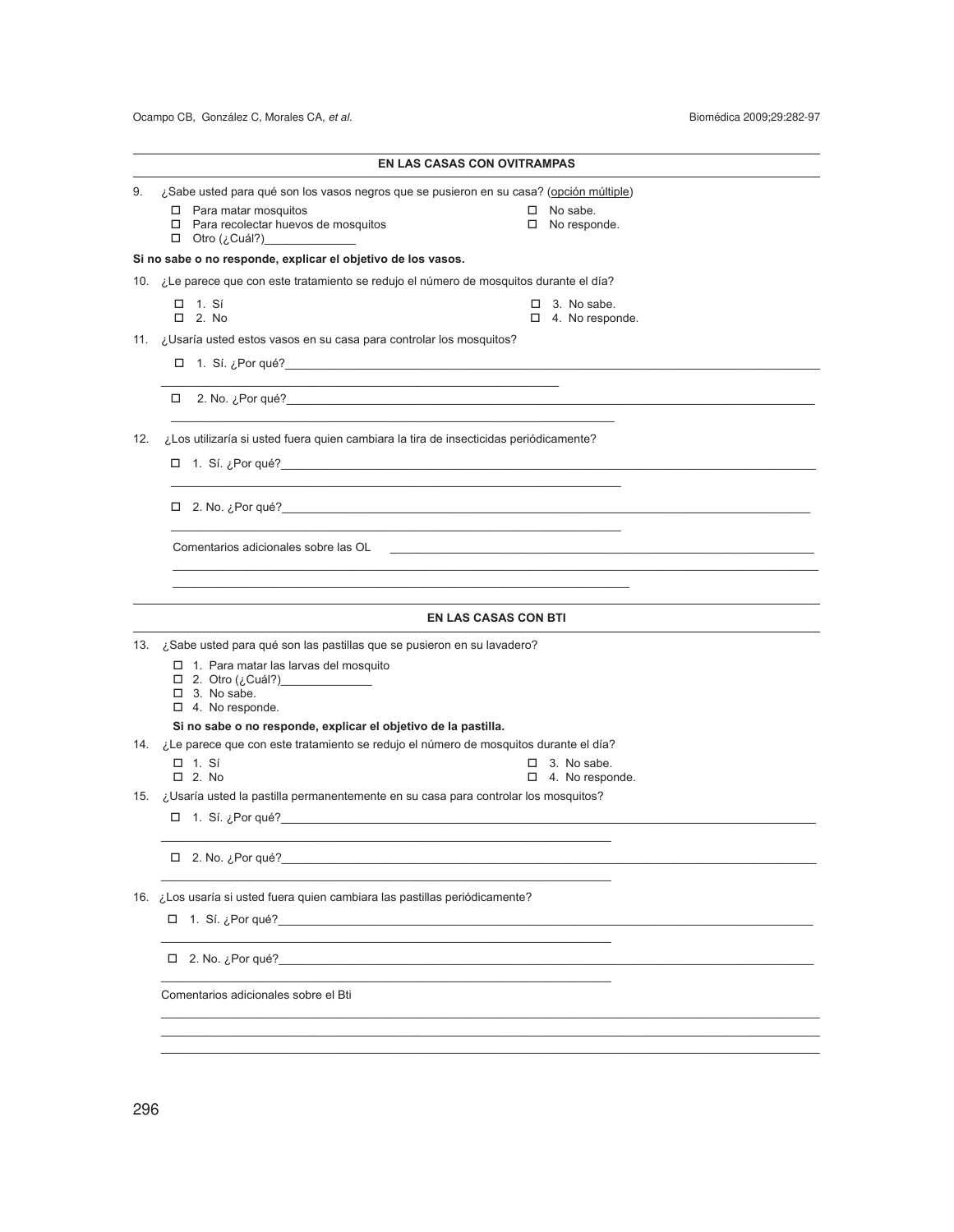## EN LAS CASAS CON OVITRAMPAS

9. ¿Sabe usted para qué son los vasos negros que se pusieron en su casa? (opción múltiple)

- ☐ Para matar mosquitos
- ☐ Para recolectar huevos de mosquitos
- ☐ Otro (¿Cuál?)______________
- ☐ No sabe.
- ☐ No responde.

**Si no sabe o no responde, explicar el objetivo de los vasos.**

10. ¿Le parece que con este tratamiento se redujo el número de mosquitos durante el día?

- ☐ 1. Sí
- ☐ 2. No
- ☐ 3. No sabe.
- ☐ 4. No responde.

11. ¿Usaría usted estos vasos en su casa para controlar los mosquitos?

- ☐ 1. Sí. ¿Por qué?________________________________________________
- ☐ 2. No. ¿Por qué?________________________________________________

12. ¿Los utilizaría si usted fuera quien cambiara la tira de insecticidas periódicamente?

- ☐ 1. Sí. ¿Por qué?________________________________________________
- ☐ 2. No. ¿Por qué?________________________________________________

Comentarios adicionales sobre las OL ________________________________________________

## EN LAS CASAS CON BTI

13. ¿Sabe usted para qué son las pastillas que se pusieron en su lavadero?

- ☐ 1. Para matar las larvas del mosquito
- ☐ 2. Otro (¿Cuál?)______________
- ☐ 3. No sabe.
- ☐ 4. No responde.

**Si no sabe o no responde, explicar el objetivo de la pastilla.**

14. ¿Le parece que con este tratamiento se redujo el número de mosquitos durante el día?

- ☐ 1. Sí
- ☐ 2. No
- ☐ 3. No sabe.
- ☐ 4. No responde.

15. ¿Usaría usted la pastilla permanentemente en su casa para controlar los mosquitos?

- ☐ 1. Sí. ¿Por qué?________________________________________________
- ☐ 2. No. ¿Por qué?________________________________________________

16. ¿Los usaría si usted fuera quien cambiara las pastillas periódicamente?

- ☐ 1. Sí. ¿Por qué?________________________________________________
- ☐ 2. No. ¿Por qué?________________________________________________

Comentarios adicionales sobre el Bti

________________________________________________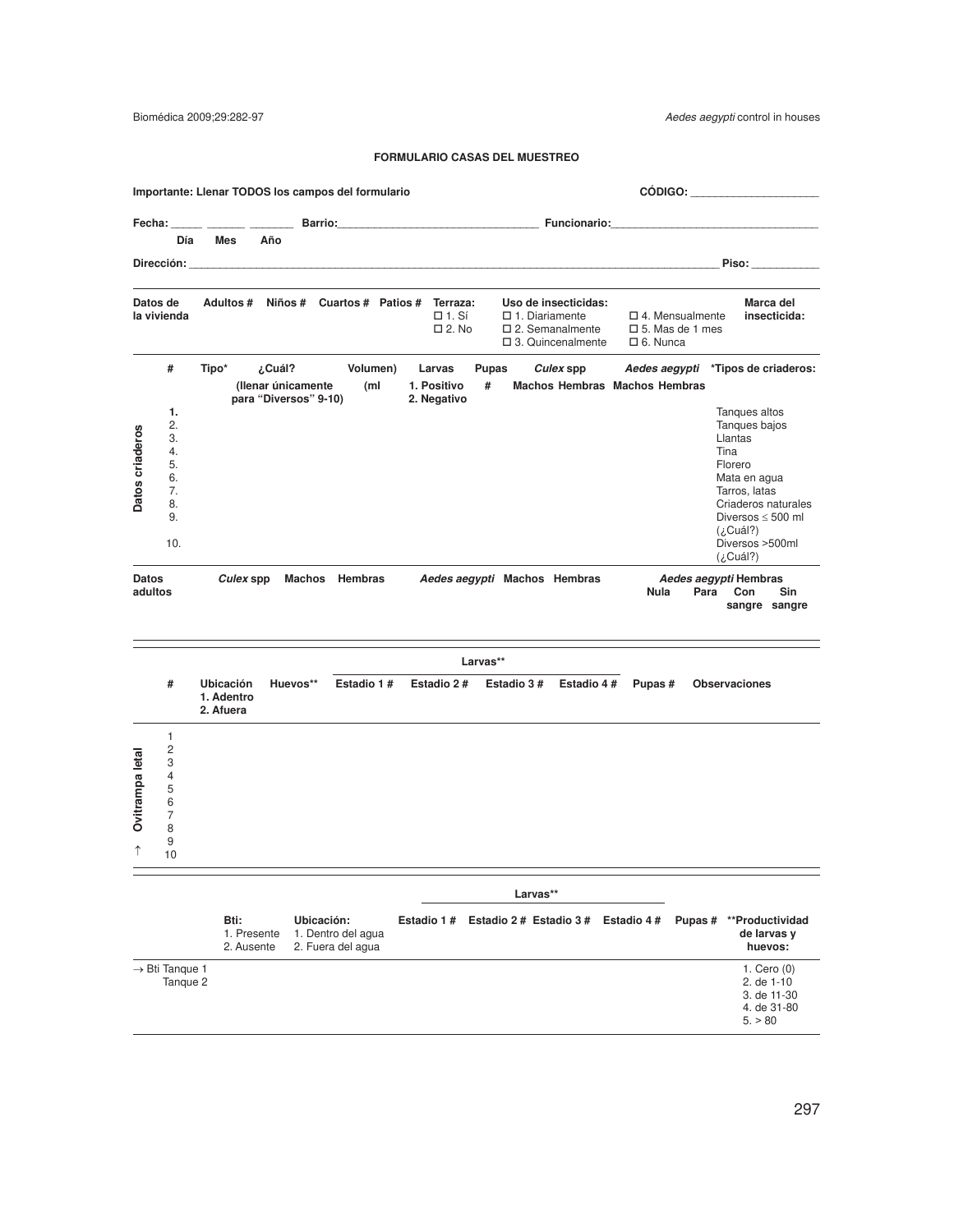**FORMULARIO CASAS DEL MUESTREO**

**Importante: Llenar TODOS los campos del formulario** **CÓDIGO:** ____________________

**Fecha:** _____ ______ _______ **Barrio:**_______________________________ **Funcionario:**_________________________________
Día Mes Año

**Dirección:** _____________________________________________________________________________________ **Piso:** ___________

| **Datos de la vivienda** | **Adultos #** | **Niños #** | **Cuartos #** | **Patios #** | **Terraza:** | **Uso de insecticidas:** | | **Marca del insecticida:** |
|---|---|---|---|---|---|---|---|---|
| | | | | | ☐ 1. Sí | ☐ 1. Diariamente | ☐ 4. Mensualmente | |
| | | | | | ☐ 2. No | ☐ 2. Semanalmente | ☐ 5. Mas de 1 mes | |
| | | | | | | ☐ 3. Quincenalmente | ☐ 6. Nunca | |

| | **#** | **Tipo*** | **¿Cuál? (llenar únicamente para "Diversos" 9-10)** | **Volumen) (ml** | **Larvas 1. Positivo 2. Negativo** | **Pupas #** | ***Culex* spp Machos** | ***Culex* spp Hembras** | ***Aedes aegypti* Machos** | ***Aedes aegypti* Hembras** | ***Tipos de criaderos:** |
|---|---|---|---|---|---|---|---|---|---|---|---|
| **Datos criaderos** | **1.** | | | | | | | | | | Tanques altos |
| | 2. | | | | | | | | | | Tanques bajos |
| | 3. | | | | | | | | | | Llantas |
| | 4. | | | | | | | | | | Tina |
| | 5. | | | | | | | | | | Florero |
| | 6. | | | | | | | | | | Mata en agua |
| | 7. | | | | | | | | | | Tarros, latas |
| | 8. | | | | | | | | | | Criaderos naturales |
| | 9. | | | | | | | | | | Diversos ≤ 500 ml (¿Cuál?) |
| | 10. | | | | | | | | | | Diversos >500ml (¿Cuál?) |

| **Datos adultos** | ***Culex* spp** | **Machos** | **Hembras** | ***Aedes aegypti*** | **Machos** | **Hembras** | ***Aedes aegypti* Hembras** | | | |
|---|---|---|---|---|---|---|---|---|---|---|
| | | | | | | | **Nula** | **Para** | **Con sangre** | **Sin sangre** |

| | **#** | **Ubicación 1. Adentro 2. Afuera** | **Huevos**** | **Larvas**** Estadio 1 # | Estadio 2 # | Estadio 3 # | Estadio 4 # | **Pupas #** | **Observaciones** |
|---|---|---|---|---|---|---|---|---|---|
| **Ovitrampa letal** ↑ | 1 | | | | | | | | |
| | 2 | | | | | | | | |
| | 3 | | | | | | | | |
| | 4 | | | | | | | | |
| | 5 | | | | | | | | |
| | 6 | | | | | | | | |
| | 7 | | | | | | | | |
| | 8 | | | | | | | | |
| | 9 | | | | | | | | |
| | 10 | | | | | | | | |

| | **Bti: 1. Presente 2. Ausente** | **Ubicación: 1. Dentro del agua 2. Fuera del agua** | **Larvas**** Estadio 1 # | Estadio 2 # | Estadio 3 # | Estadio 4 # | **Pupas #** | ****Productividad de larvas y huevos:** |
|---|---|---|---|---|---|---|---|---|
| → Bti Tanque 1 | | | | | | | | 1. Cero (0) |
| Tanque 2 | | | | | | | | 2. de 1-10 |
| | | | | | | | | 3. de 11-30 |
| | | | | | | | | 4. de 31-80 |
| | | | | | | | | 5. > 80 |